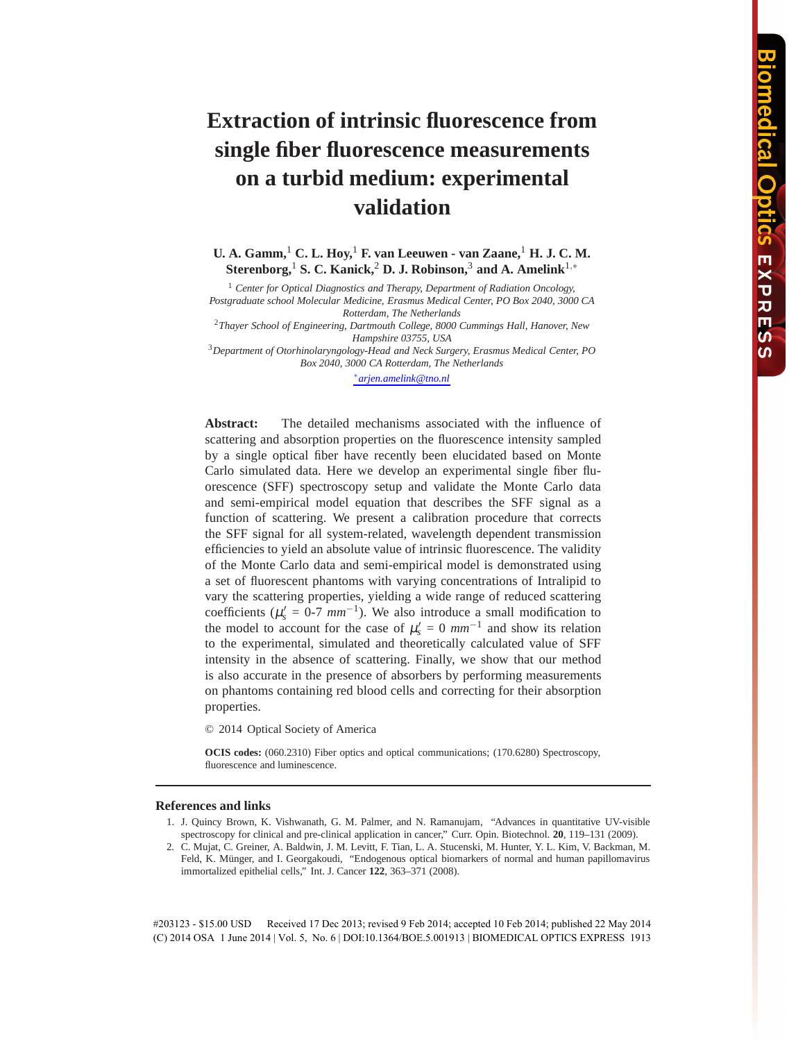# Extraction of intrinsic fluorescence from single fiber fluorescence measurements on a turbid medium: experimental validation

**U. A. Gamm,[1] C. L. Hoy,[1] F. van Leeuwen - van Zaane,[1] H. J. C. M. Sterenborg,[1] S. C. Kanick,[2] D. J. Robinson,[3] and A. Amelink[1,*]**

[1] *Center for Optical Diagnostics and Therapy, Department of Radiation Oncology, Postgraduate school Molecular Medicine, Erasmus Medical Center, PO Box 2040, 3000 CA Rotterdam, The Netherlands*

[2] *Thayer School of Engineering, Dartmouth College, 8000 Cummings Hall, Hanover, New Hampshire 03755, USA*

[3] *Department of Otorhinolaryngology-Head and Neck Surgery, Erasmus Medical Center, PO Box 2040, 3000 CA Rotterdam, The Netherlands*

[*] *arjen.amelink@tno.nl*

**Abstract:** The detailed mechanisms associated with the influence of scattering and absorption properties on the fluorescence intensity sampled by a single optical fiber have recently been elucidated based on Monte Carlo simulated data. Here we develop an experimental single fiber fluorescence (SFF) spectroscopy setup and validate the Monte Carlo data and semi-empirical model equation that describes the SFF signal as a function of scattering. We present a calibration procedure that corrects the SFF signal for all system-related, wavelength dependent transmission efficiencies to yield an absolute value of intrinsic fluorescence. The validity of the Monte Carlo data and semi-empirical model is demonstrated using a set of fluorescent phantoms with varying concentrations of Intralipid to vary the scattering properties, yielding a wide range of reduced scattering coefficients ($\mu_s'$ = 0-7 $mm^{-1}$). We also introduce a small modification to the model to account for the case of $\mu_s'$ = 0 $mm^{-1}$ and show its relation to the experimental, simulated and theoretically calculated value of SFF intensity in the absence of scattering. Finally, we show that our method is also accurate in the presence of absorbers by performing measurements on phantoms containing red blood cells and correcting for their absorption properties.

© 2014 Optical Society of America

**OCIS codes:** (060.2310) Fiber optics and optical communications; (170.6280) Spectroscopy, fluorescence and luminescence.

## References and links

1. J. Quincy Brown, K. Vishwanath, G. M. Palmer, and N. Ramanujam, "Advances in quantitative UV-visible spectroscopy for clinical and pre-clinical application in cancer," Curr. Opin. Biotechnol. **20**, 119–131 (2009).
2. C. Mujat, C. Greiner, A. Baldwin, J. M. Levitt, F. Tian, L. A. Stucenski, M. Hunter, Y. L. Kim, V. Backman, M. Feld, K. Münger, and I. Georgakoudi, "Endogenous optical biomarkers of normal and human papillomavirus immortalized epithelial cells," Int. J. Cancer **122**, 363–371 (2008).

#203123 - $15.00 USD Received 17 Dec 2013; revised 9 Feb 2014; accepted 10 Feb 2014; published 22 May 2014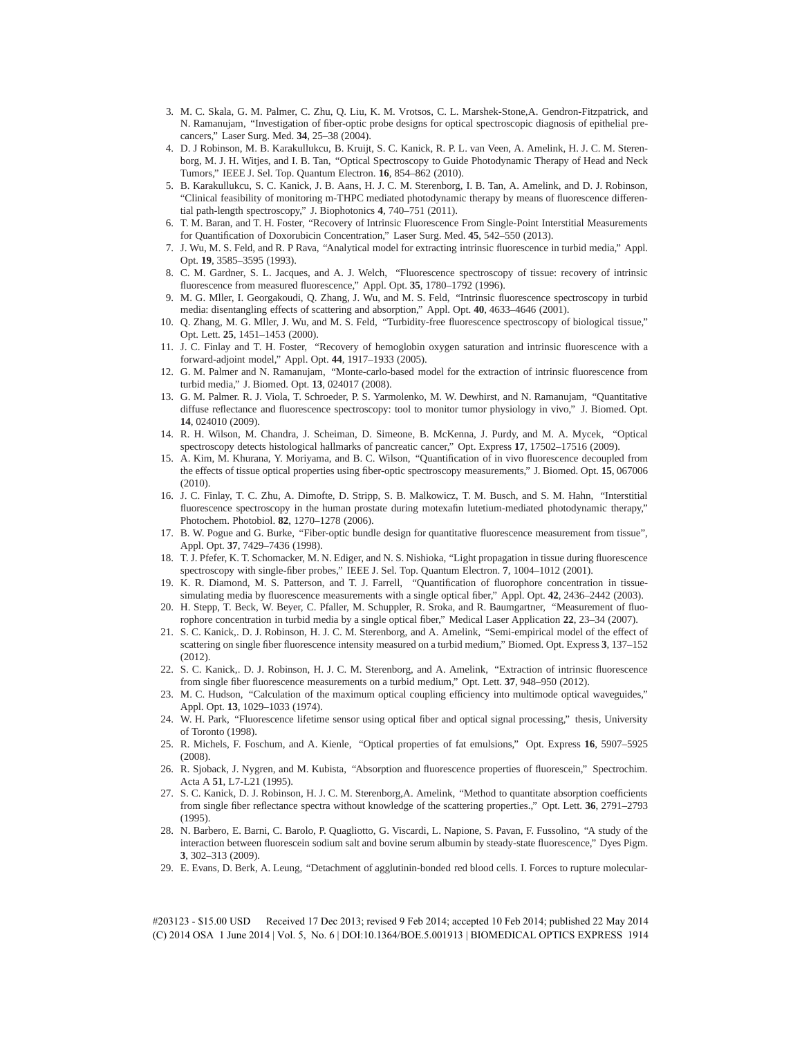3. M. C. Skala, G. M. Palmer, C. Zhu, Q. Liu, K. M. Vrotsos, C. L. Marshek-Stone,A. Gendron-Fitzpatrick, and N. Ramanujam, "Investigation of fiber-optic probe designs for optical spectroscopic diagnosis of epithelial pre-cancers," Laser Surg. Med. **34**, 25–38 (2004).
4. D. J Robinson, M. B. Karakullukcu, B. Kruijt, S. C. Kanick, R. P. L. van Veen, A. Amelink, H. J. C. M. Sterenborg, M. J. H. Witjes, and I. B. Tan, "Optical Spectroscopy to Guide Photodynamic Therapy of Head and Neck Tumors," IEEE J. Sel. Top. Quantum Electron. **16**, 854–862 (2010).
5. B. Karakullukcu, S. C. Kanick, J. B. Aans, H. J. C. M. Sterenborg, I. B. Tan, A. Amelink, and D. J. Robinson, "Clinical feasibility of monitoring m-THPC mediated photodynamic therapy by means of fluorescence differential path-length spectroscopy," J. Biophotonics **4**, 740–751 (2011).
6. T. M. Baran, and T. H. Foster, "Recovery of Intrinsic Fluorescence From Single-Point Interstitial Measurements for Quantification of Doxorubicin Concentration," Laser Surg. Med. **45**, 542–550 (2013).
7. J. Wu, M. S. Feld, and R. P Rava, "Analytical model for extracting intrinsic fluorescence in turbid media," Appl. Opt. **19**, 3585–3595 (1993).
8. C. M. Gardner, S. L. Jacques, and A. J. Welch, "Fluorescence spectroscopy of tissue: recovery of intrinsic fluorescence from measured fluorescence," Appl. Opt. **35**, 1780–1792 (1996).
9. M. G. Mller, I. Georgakoudi, Q. Zhang, J. Wu, and M. S. Feld, "Intrinsic fluorescence spectroscopy in turbid media: disentangling effects of scattering and absorption," Appl. Opt. **40**, 4633–4646 (2001).
10. Q. Zhang, M. G. Mller, J. Wu, and M. S. Feld, "Turbidity-free fluorescence spectroscopy of biological tissue," Opt. Lett. **25**, 1451–1453 (2000).
11. J. C. Finlay and T. H. Foster, "Recovery of hemoglobin oxygen saturation and intrinsic fluorescence with a forward-adjoint model," Appl. Opt. **44**, 1917–1933 (2005).
12. G. M. Palmer and N. Ramanujam, "Monte-carlo-based model for the extraction of intrinsic fluorescence from turbid media," J. Biomed. Opt. **13**, 024017 (2008).
13. G. M. Palmer. R. J. Viola, T. Schroeder, P. S. Yarmolenko, M. W. Dewhirst, and N. Ramanujam, "Quantitative diffuse reflectance and fluorescence spectroscopy: tool to monitor tumor physiology in vivo," J. Biomed. Opt. **14**, 024010 (2009).
14. R. H. Wilson, M. Chandra, J. Scheiman, D. Simeone, B. McKenna, J. Purdy, and M. A. Mycek, "Optical spectroscopy detects histological hallmarks of pancreatic cancer," Opt. Express **17**, 17502–17516 (2009).
15. A. Kim, M. Khurana, Y. Moriyama, and B. C. Wilson, "Quantification of in vivo fluorescence decoupled from the effects of tissue optical properties using fiber-optic spectroscopy measurements," J. Biomed. Opt. **15**, 067006 (2010).
16. J. C. Finlay, T. C. Zhu, A. Dimofte, D. Stripp, S. B. Malkowicz, T. M. Busch, and S. M. Hahn, "Interstitial fluorescence spectroscopy in the human prostate during motexafin lutetium-mediated photodynamic therapy," Photochem. Photobiol. **82**, 1270–1278 (2006).
17. B. W. Pogue and G. Burke, "Fiber-optic bundle design for quantitative fluorescence measurement from tissue", Appl. Opt. **37**, 7429–7436 (1998).
18. T. J. Pfefer, K. T. Schomacker, M. N. Ediger, and N. S. Nishioka, "Light propagation in tissue during fluorescence spectroscopy with single-fiber probes," IEEE J. Sel. Top. Quantum Electron. **7**, 1004–1012 (2001).
19. K. R. Diamond, M. S. Patterson, and T. J. Farrell, "Quantification of fluorophore concentration in tissue-simulating media by fluorescence measurements with a single optical fiber," Appl. Opt. **42**, 2436–2442 (2003).
20. H. Stepp, T. Beck, W. Beyer, C. Pfaller, M. Schuppler, R. Sroka, and R. Baumgartner, "Measurement of fluorophore concentration in turbid media by a single optical fiber," Medical Laser Application **22**, 23–34 (2007).
21. S. C. Kanick,. D. J. Robinson, H. J. C. M. Sterenborg, and A. Amelink, "Semi-empirical model of the effect of scattering on single fiber fluorescence intensity measured on a turbid medium," Biomed. Opt. Express **3**, 137–152 (2012).
22. S. C. Kanick,. D. J. Robinson, H. J. C. M. Sterenborg, and A. Amelink, "Extraction of intrinsic fluorescence from single fiber fluorescence measurements on a turbid medium," Opt. Lett. **37**, 948–950 (2012).
23. M. C. Hudson, "Calculation of the maximum optical coupling efficiency into multimode optical waveguides," Appl. Opt. **13**, 1029–1033 (1974).
24. W. H. Park, "Fluorescence lifetime sensor using optical fiber and optical signal processing," thesis, University of Toronto (1998).
25. R. Michels, F. Foschum, and A. Kienle, "Optical properties of fat emulsions," Opt. Express **16**, 5907–5925 (2008).
26. R. Sjoback, J. Nygren, and M. Kubista, "Absorption and fluorescence properties of fluorescein," Spectrochim. Acta A **51**, L7-L21 (1995).
27. S. C. Kanick, D. J. Robinson, H. J. C. M. Sterenborg,A. Amelink, "Method to quantitate absorption coefficients from single fiber reflectance spectra without knowledge of the scattering properties.," Opt. Lett. **36**, 2791–2793 (1995).
28. N. Barbero, E. Barni, C. Barolo, P. Quagliotto, G. Viscardi, L. Napione, S. Pavan, F. Fussolino, "A study of the interaction between fluorescein sodium salt and bovine serum albumin by steady-state fluorescence," Dyes Pigm. **3**, 302–313 (2009).
29. E. Evans, D. Berk, A. Leung, "Detachment of agglutinin-bonded red blood cells. I. Forces to rupture molecular-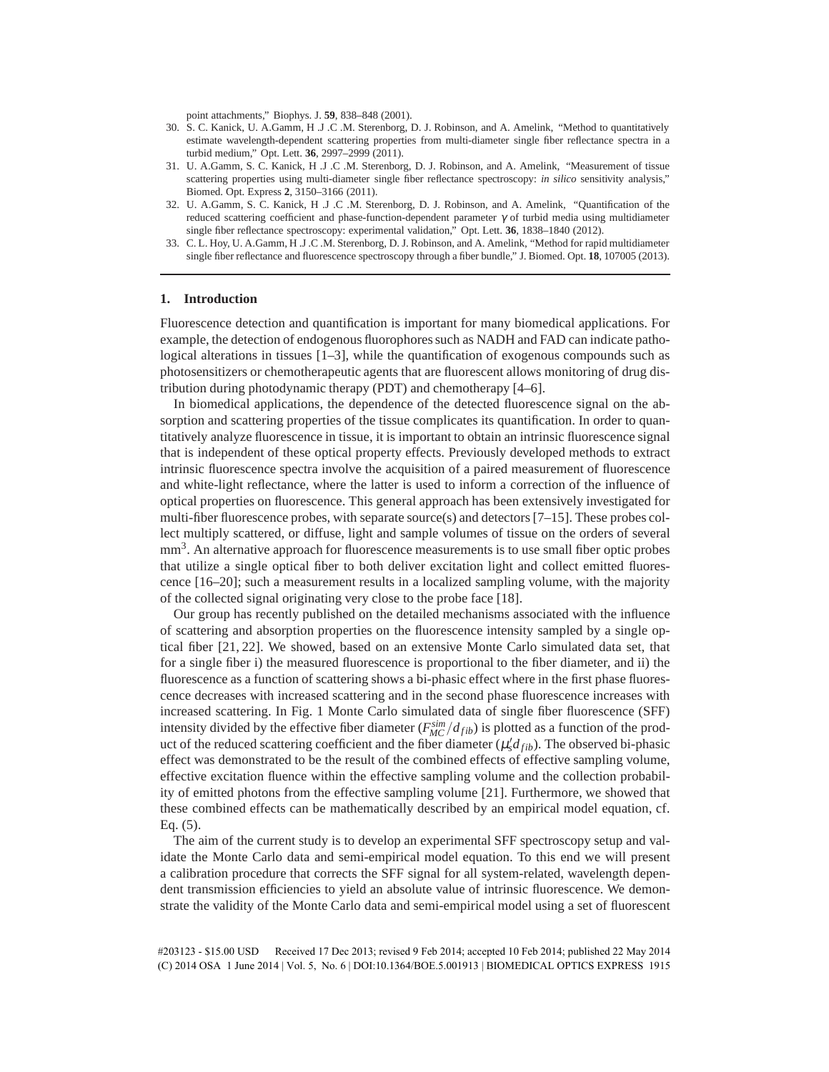point attachments," Biophys. J. **59**, 838–848 (2001).

30. S. C. Kanick, U. A.Gamm, H .J .C .M. Sterenborg, D. J. Robinson, and A. Amelink, "Method to quantitatively estimate wavelength-dependent scattering properties from multi-diameter single fiber reflectance spectra in a turbid medium," Opt. Lett. **36**, 2997–2999 (2011).
31. U. A.Gamm, S. C. Kanick, H .J .C .M. Sterenborg, D. J. Robinson, and A. Amelink, "Measurement of tissue scattering properties using multi-diameter single fiber reflectance spectroscopy: *in silico* sensitivity analysis," Biomed. Opt. Express **2**, 3150–3166 (2011).
32. U. A.Gamm, S. C. Kanick, H .J .C .M. Sterenborg, D. J. Robinson, and A. Amelink, "Quantification of the reduced scattering coefficient and phase-function-dependent parameter $\gamma$ of turbid media using multidiameter single fiber reflectance spectroscopy: experimental validation," Opt. Lett. **36**, 1838–1840 (2012).
33. C. L. Hoy, U. A.Gamm, H .J .C .M. Sterenborg, D. J. Robinson, and A. Amelink, "Method for rapid multidiameter single fiber reflectance and fluorescence spectroscopy through a fiber bundle," J. Biomed. Opt. **18**, 107005 (2013).

## 1. Introduction

Fluorescence detection and quantification is important for many biomedical applications. For example, the detection of endogenous fluorophores such as NADH and FAD can indicate pathological alterations in tissues [1–3], while the quantification of exogenous compounds such as photosensitizers or chemotherapeutic agents that are fluorescent allows monitoring of drug distribution during photodynamic therapy (PDT) and chemotherapy [4–6].

In biomedical applications, the dependence of the detected fluorescence signal on the absorption and scattering properties of the tissue complicates its quantification. In order to quantitatively analyze fluorescence in tissue, it is important to obtain an intrinsic fluorescence signal that is independent of these optical property effects. Previously developed methods to extract intrinsic fluorescence spectra involve the acquisition of a paired measurement of fluorescence and white-light reflectance, where the latter is used to inform a correction of the influence of optical properties on fluorescence. This general approach has been extensively investigated for multi-fiber fluorescence probes, with separate source(s) and detectors [7–15]. These probes collect multiply scattered, or diffuse, light and sample volumes of tissue on the orders of several $\text{mm}^3$. An alternative approach for fluorescence measurements is to use small fiber optic probes that utilize a single optical fiber to both deliver excitation light and collect emitted fluorescence [16–20]; such a measurement results in a localized sampling volume, with the majority of the collected signal originating very close to the probe face [18].

Our group has recently published on the detailed mechanisms associated with the influence of scattering and absorption properties on the fluorescence intensity sampled by a single optical fiber [21, 22]. We showed, based on an extensive Monte Carlo simulated data set, that for a single fiber i) the measured fluorescence is proportional to the fiber diameter, and ii) the fluorescence as a function of scattering shows a bi-phasic effect where in the first phase fluorescence decreases with increased scattering and in the second phase fluorescence increases with increased scattering. In Fig. 1 Monte Carlo simulated data of single fiber fluorescence (SFF) intensity divided by the effective fiber diameter ($F_{MC}^{sim}/d_{fib}$) is plotted as a function of the product of the reduced scattering coefficient and the fiber diameter ($\mu_s' d_{fib}$). The observed bi-phasic effect was demonstrated to be the result of the combined effects of effective sampling volume, effective excitation fluence within the effective sampling volume and the collection probability of emitted photons from the effective sampling volume [21]. Furthermore, we showed that these combined effects can be mathematically described by an empirical model equation, cf. Eq. (5).

The aim of the current study is to develop an experimental SFF spectroscopy setup and validate the Monte Carlo data and semi-empirical model equation. To this end we will present a calibration procedure that corrects the SFF signal for all system-related, wavelength dependent transmission efficiencies to yield an absolute value of intrinsic fluorescence. We demonstrate the validity of the Monte Carlo data and semi-empirical model using a set of fluorescent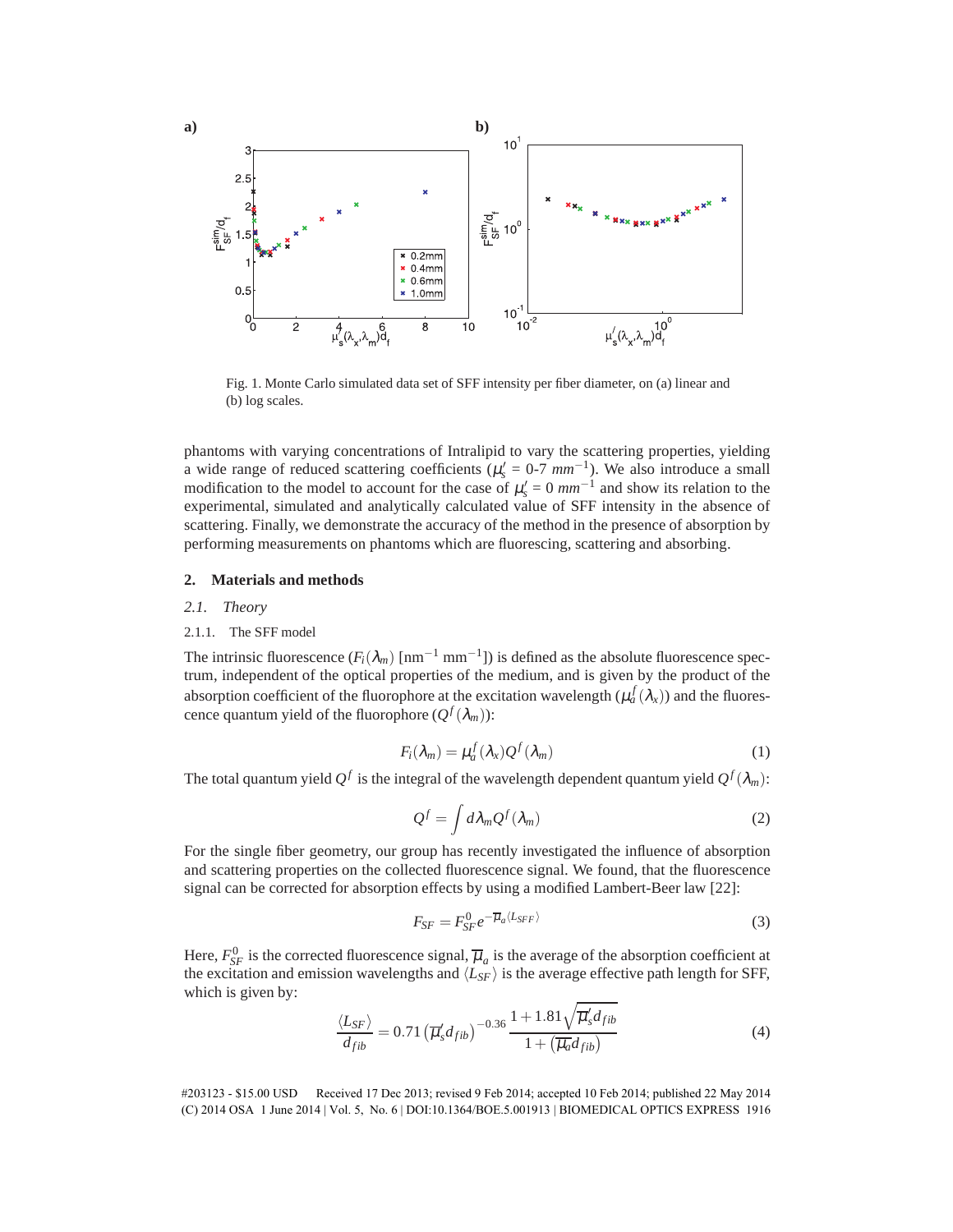Fig. 1. Monte Carlo simulated data set of SFF intensity per fiber diameter, on (a) linear and (b) log scales.

phantoms with varying concentrations of Intralipid to vary the scattering properties, yielding a wide range of reduced scattering coefficients ($\mu_s'$ = 0-7 $mm^{-1}$). We also introduce a small modification to the model to account for the case of $\mu_s'$ = 0 $mm^{-1}$ and show its relation to the experimental, simulated and analytically calculated value of SFF intensity in the absence of scattering. Finally, we demonstrate the accuracy of the method in the presence of absorption by performing measurements on phantoms which are fluorescing, scattering and absorbing.

## 2. Materials and methods

### 2.1. Theory

#### 2.1.1. The SFF model

The intrinsic fluorescence ($F_i(\lambda_m)$ [nm$^{-1}$ mm$^{-1}$]) is defined as the absolute fluorescence spectrum, independent of the optical properties of the medium, and is given by the product of the absorption coefficient of the fluorophore at the excitation wavelength ($\mu_a^f(\lambda_x)$) and the fluorescence quantum yield of the fluorophore ($Q^f(\lambda_m)$):

$$F_i(\lambda_m) = \mu_a^f(\lambda_x) Q^f(\lambda_m) \tag{1}$$

The total quantum yield $Q^f$ is the integral of the wavelength dependent quantum yield $Q^f(\lambda_m)$:

$$Q^f = \int d\lambda_m Q^f(\lambda_m) \tag{2}$$

For the single fiber geometry, our group has recently investigated the influence of absorption and scattering properties on the collected fluorescence signal. We found, that the fluorescence signal can be corrected for absorption effects by using a modified Lambert-Beer law [22]:

$$F_{SF} = F_{SF}^0 e^{-\overline{\mu}_a \langle L_{SFF} \rangle} \tag{3}$$

Here, $F_{SF}^0$ is the corrected fluorescence signal, $\overline{\mu}_a$ is the average of the absorption coefficient at the excitation and emission wavelengths and $\langle L_{SF} \rangle$ is the average effective path length for SFF, which is given by:

$$\frac{\langle L_{SF} \rangle}{d_{fib}} = 0.71 \left(\overline{\mu}_s' d_{fib}\right)^{-0.36} \frac{1 + 1.81\sqrt{\overline{\mu}_s' d_{fib}}}{1 + \left(\overline{\mu}_a d_{fib}\right)} \tag{4}$$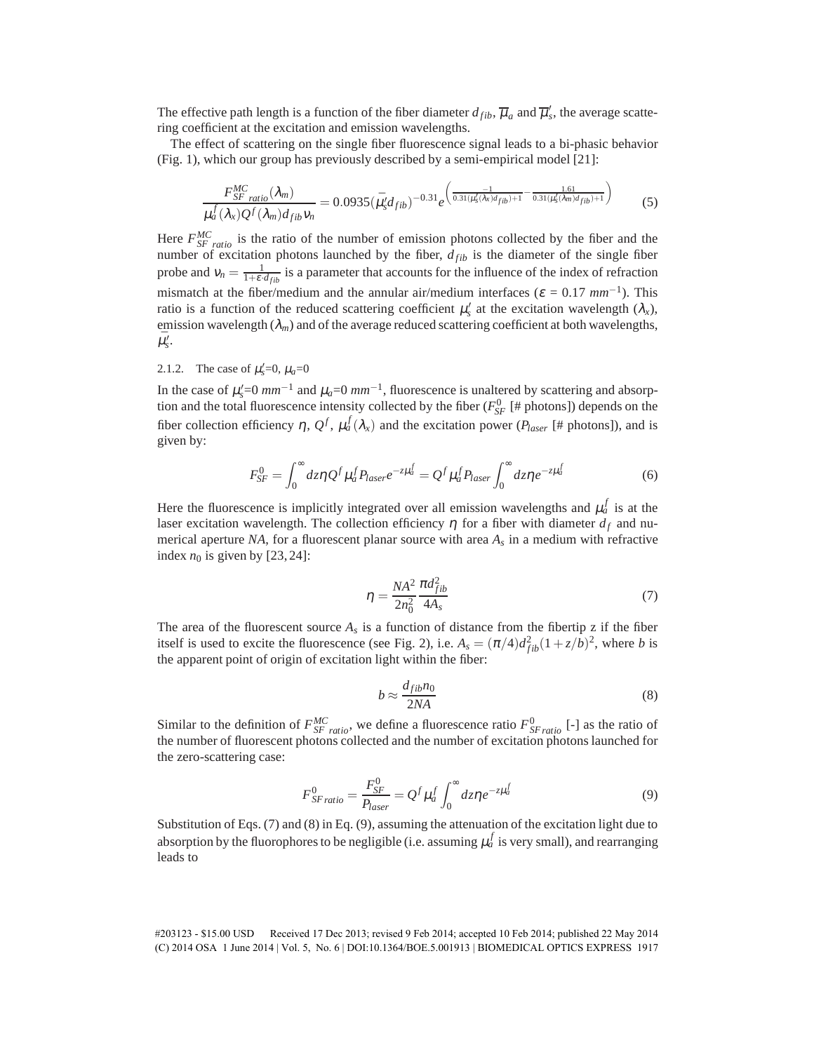The effective path length is a function of the fiber diameter $d_{fib}$, $\overline{\mu}_a$ and $\overline{\mu}'_s$, the average scattering coefficient at the excitation and emission wavelengths.

The effect of scattering on the single fiber fluorescence signal leads to a bi-phasic behavior (Fig. 1), which our group has previously described by a semi-empirical model [21]:

$$\frac{F^{MC}_{SF\ ratio}(\lambda_m)}{\mu^f_a(\lambda_x)Q^f(\lambda_m)d_{fib}\nu_n} = 0.0935(\bar{\mu}'_s d_{fib})^{-0.31} e^{\left(\frac{-1}{0.31(\mu'_s(\lambda_x)d_{fib})+1} - \frac{1.61}{0.31(\mu'_s(\lambda_m)d_{fib})+1}\right)} \tag{5}$$

Here $F^{MC}_{SF\ ratio}$ is the ratio of the number of emission photons collected by the fiber and the number of excitation photons launched by the fiber, $d_{fib}$ is the diameter of the single fiber probe and $\nu_n = \frac{1}{1+\varepsilon \cdot d_{fib}}$ is a parameter that accounts for the influence of the index of refraction mismatch at the fiber/medium and the annular air/medium interfaces ($\varepsilon$ = 0.17 $mm^{-1}$). This ratio is a function of the reduced scattering coefficient $\mu'_s$ at the excitation wavelength ($\lambda_x$), emission wavelength ($\lambda_m$) and of the average reduced scattering coefficient at both wavelengths, $\bar{\mu}'_s$.

### 2.1.2. The case of $\mu'_s$=0, $\mu_a$=0

In the case of $\mu'_s$=0 $mm^{-1}$ and $\mu_a$=0 $mm^{-1}$, fluorescence is unaltered by scattering and absorption and the total fluorescence intensity collected by the fiber ($F^0_{SF}$ [# photons]) depends on the fiber collection efficiency $\eta$, $Q^f$, $\mu^f_a(\lambda_x)$ and the excitation power ($P_{laser}$ [# photons]), and is given by:

$$F^0_{SF} = \int_0^\infty dz \eta Q^f \mu^f_a P_{laser} e^{-z\mu^f_a} = Q^f \mu^f_a P_{laser} \int_0^\infty dz \eta e^{-z\mu^f_a} \tag{6}$$

Here the fluorescence is implicitly integrated over all emission wavelengths and $\mu^f_a$ is at the laser excitation wavelength. The collection efficiency $\eta$ for a fiber with diameter $d_f$ and numerical aperture *NA*, for a fluorescent planar source with area $A_s$ in a medium with refractive index $n_0$ is given by [23, 24]:

$$\eta = \frac{NA^2}{2n_0^2}\frac{\pi d^2_{fib}}{4A_s} \tag{7}$$

The area of the fluorescent source $A_s$ is a function of distance from the fibertip z if the fiber itself is used to excite the fluorescence (see Fig. 2), i.e. $A_s = (\pi/4)d^2_{fib}(1+z/b)^2$, where *b* is the apparent point of origin of excitation light within the fiber:

$$b \approx \frac{d_{fib}n_0}{2NA} \tag{8}$$

Similar to the definition of $F^{MC}_{SF\ ratio}$, we define a fluorescence ratio $F^0_{SF\, ratio}$ [-] as the ratio of the number of fluorescent photons collected and the number of excitation photons launched for the zero-scattering case:

$$F^0_{SF\, ratio} = \frac{F^0_{SF}}{P_{laser}} = Q^f \mu^f_a \int_0^\infty dz \eta e^{-z\mu^f_a} \tag{9}$$

Substitution of Eqs. (7) and (8) in Eq. (9), assuming the attenuation of the excitation light due to absorption by the fluorophores to be negligible (i.e. assuming $\mu^f_a$ is very small), and rearranging leads to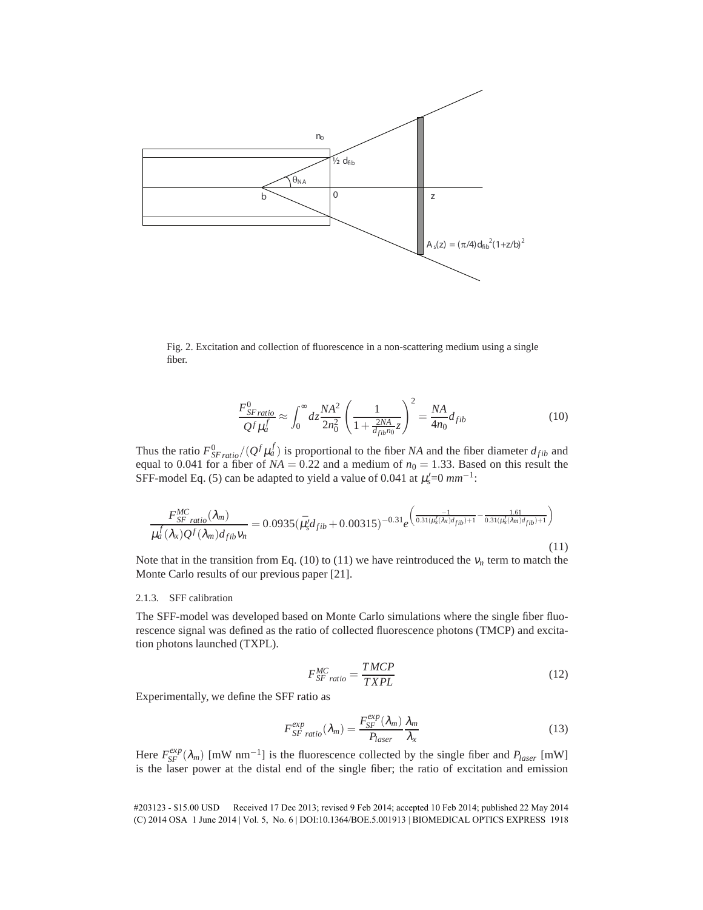Fig. 2. Excitation and collection of fluorescence in a non-scattering medium using a single fiber.

$$\frac{F^{0}_{SF\,ratio}}{Q^{f}\mu_a^{f}} \approx \int_0^{\infty} dz \frac{NA^2}{2n_0^2}\left(\frac{1}{1+\frac{2NA}{d_{fib}n_0}z}\right)^2 = \frac{NA}{4n_0}d_{fib} \tag{10}$$

Thus the ratio $F^{0}_{SF\,ratio}/(Q^{f}\mu_a^{f})$ is proportional to the fiber $NA$ and the fiber diameter $d_{fib}$ and equal to 0.041 for a fiber of $NA = 0.22$ and a medium of $n_0 = 1.33$. Based on this result the SFF-model Eq. (5) can be adapted to yield a value of 0.041 at $\mu_s'$=0 $mm^{-1}$:

$$\frac{F^{MC}_{SF\ ratio}(\lambda_m)}{\mu_a^{f}(\lambda_x)Q^{f}(\lambda_m)d_{fib}\nu_n} = 0.0935(\bar{\mu_s'}d_{fib}+0.00315)^{-0.31}e^{\left(\frac{-1}{0.31(\mu_s'(\lambda_x)d_{fib})+1}-\frac{1.61}{0.31(\mu_s'(\lambda_m)d_{fib})+1}\right)} \tag{11}$$

Note that in the transition from Eq. (10) to (11) we have reintroduced the $\nu_n$ term to match the Monte Carlo results of our previous paper [21].

#### 2.1.3. SFF calibration

The SFF-model was developed based on Monte Carlo simulations where the single fiber fluorescence signal was defined as the ratio of collected fluorescence photons (TMCP) and excitation photons launched (TXPL).

$$F^{MC}_{SF\ ratio} = \frac{TMCP}{TXPL} \tag{12}$$

Experimentally, we define the SFF ratio as

$$F^{exp}_{SF\ ratio}(\lambda_m) = \frac{F^{exp}_{SF}(\lambda_m)}{P_{laser}}\frac{\lambda_m}{\lambda_x} \tag{13}$$

Here $F^{exp}_{SF}(\lambda_m)$ [mW nm$^{-1}$] is the fluorescence collected by the single fiber and $P_{laser}$ [mW] is the laser power at the distal end of the single fiber; the ratio of excitation and emission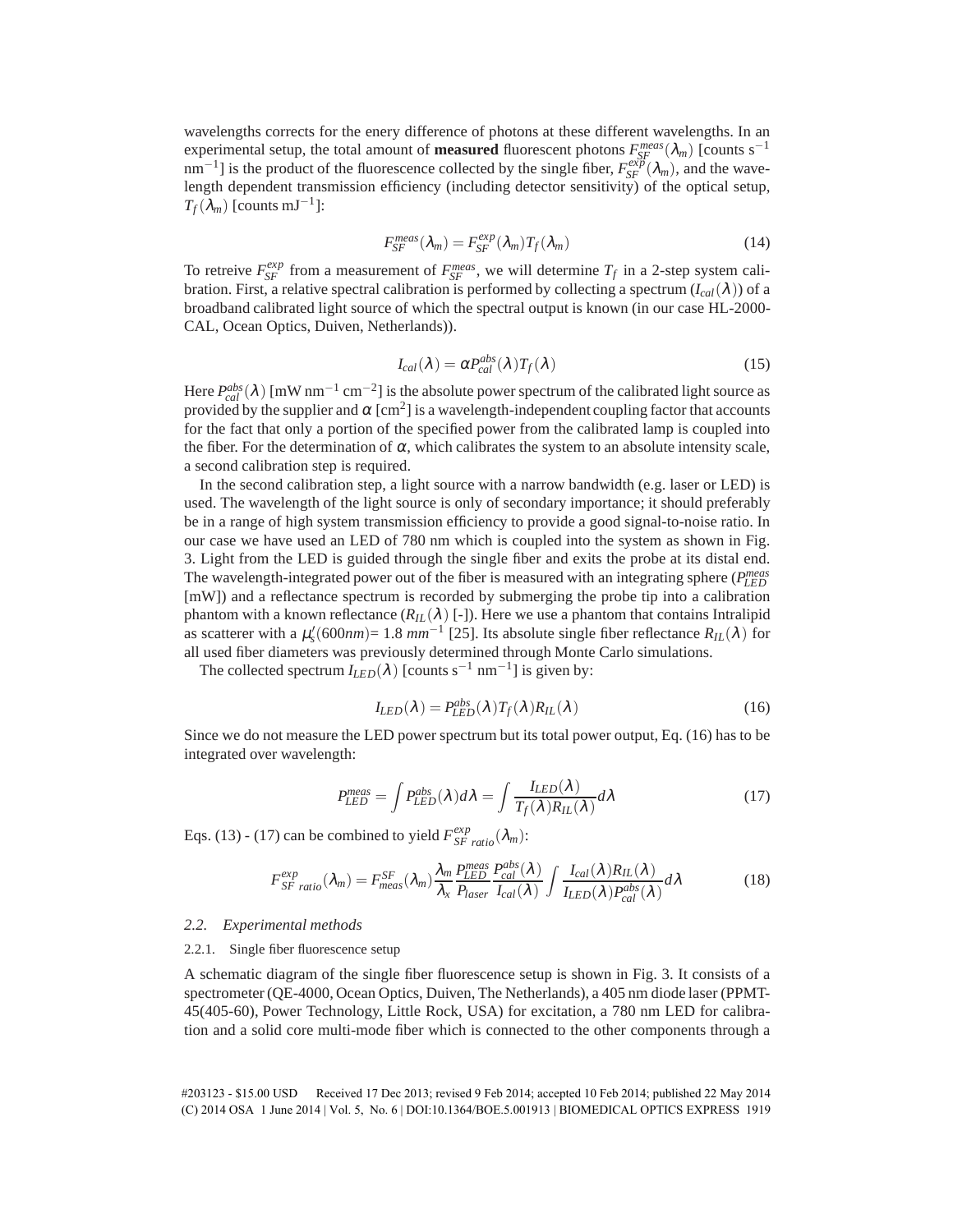wavelengths corrects for the enery difference of photons at these different wavelengths. In an experimental setup, the total amount of **measured** fluorescent photons $F_{SF}^{meas}(\lambda_m)$ [counts s$^{-1}$ nm$^{-1}$] is the product of the fluorescence collected by the single fiber, $F_{SF}^{exp}(\lambda_m)$, and the wavelength dependent transmission efficiency (including detector sensitivity) of the optical setup, $T_f(\lambda_m)$ [counts mJ$^{-1}$]:

$$F_{SF}^{meas}(\lambda_m) = F_{SF}^{exp}(\lambda_m)T_f(\lambda_m) \tag{14}$$

To retreive $F_{SF}^{exp}$ from a measurement of $F_{SF}^{meas}$, we will determine $T_f$ in a 2-step system calibration. First, a relative spectral calibration is performed by collecting a spectrum ($I_{cal}(\lambda)$) of a broadband calibrated light source of which the spectral output is known (in our case HL-2000-CAL, Ocean Optics, Duiven, Netherlands)).

$$I_{cal}(\lambda) = \alpha P_{cal}^{abs}(\lambda)T_f(\lambda) \tag{15}$$

Here $P_{cal}^{abs}(\lambda)$ [mW nm$^{-1}$ cm$^{-2}$] is the absolute power spectrum of the calibrated light source as provided by the supplier and $\alpha$ [cm$^2$] is a wavelength-independent coupling factor that accounts for the fact that only a portion of the specified power from the calibrated lamp is coupled into the fiber. For the determination of $\alpha$, which calibrates the system to an absolute intensity scale, a second calibration step is required.

In the second calibration step, a light source with a narrow bandwidth (e.g. laser or LED) is used. The wavelength of the light source is only of secondary importance; it should preferably be in a range of high system transmission efficiency to provide a good signal-to-noise ratio. In our case we have used an LED of 780 nm which is coupled into the system as shown in Fig. 3. Light from the LED is guided through the single fiber and exits the probe at its distal end. The wavelength-integrated power out of the fiber is measured with an integrating sphere ($P_{LED}^{meas}$ [mW]) and a reflectance spectrum is recorded by submerging the probe tip into a calibration phantom with a known reflectance ($R_{IL}(\lambda)$ [-]). Here we use a phantom that contains Intralipid as scatterer with a $\mu_s'(600nm)$= 1.8 $mm^{-1}$ [25]. Its absolute single fiber reflectance $R_{IL}(\lambda)$ for all used fiber diameters was previously determined through Monte Carlo simulations.

The collected spectrum $I_{LED}(\lambda)$ [counts s$^{-1}$ nm$^{-1}$] is given by:

$$I_{LED}(\lambda) = P_{LED}^{abs}(\lambda)T_f(\lambda)R_{IL}(\lambda) \tag{16}$$

Since we do not measure the LED power spectrum but its total power output, Eq. (16) has to be integrated over wavelength:

$$P_{LED}^{meas} = \int P_{LED}^{abs}(\lambda)d\lambda = \int \frac{I_{LED}(\lambda)}{T_f(\lambda)R_{IL}(\lambda)}d\lambda \tag{17}$$

Eqs. (13) - (17) can be combined to yield $F_{SF\ ratio}^{exp}(\lambda_m)$:

$$F_{SF\ ratio}^{exp}(\lambda_m) = F_{meas}^{SF}(\lambda_m)\frac{\lambda_m}{\lambda_x}\frac{P_{LED}^{meas}}{P_{laser}}\frac{P_{cal}^{abs}(\lambda)}{I_{cal}(\lambda)}\int \frac{I_{cal}(\lambda)R_{IL}(\lambda)}{I_{LED}(\lambda)P_{cal}^{abs}(\lambda)}d\lambda \tag{18}$$

### *2.2. Experimental methods*

#### 2.2.1. Single fiber fluorescence setup

A schematic diagram of the single fiber fluorescence setup is shown in Fig. 3. It consists of a spectrometer (QE-4000, Ocean Optics, Duiven, The Netherlands), a 405 nm diode laser (PPMT-45(405-60), Power Technology, Little Rock, USA) for excitation, a 780 nm LED for calibration and a solid core multi-mode fiber which is connected to the other components through a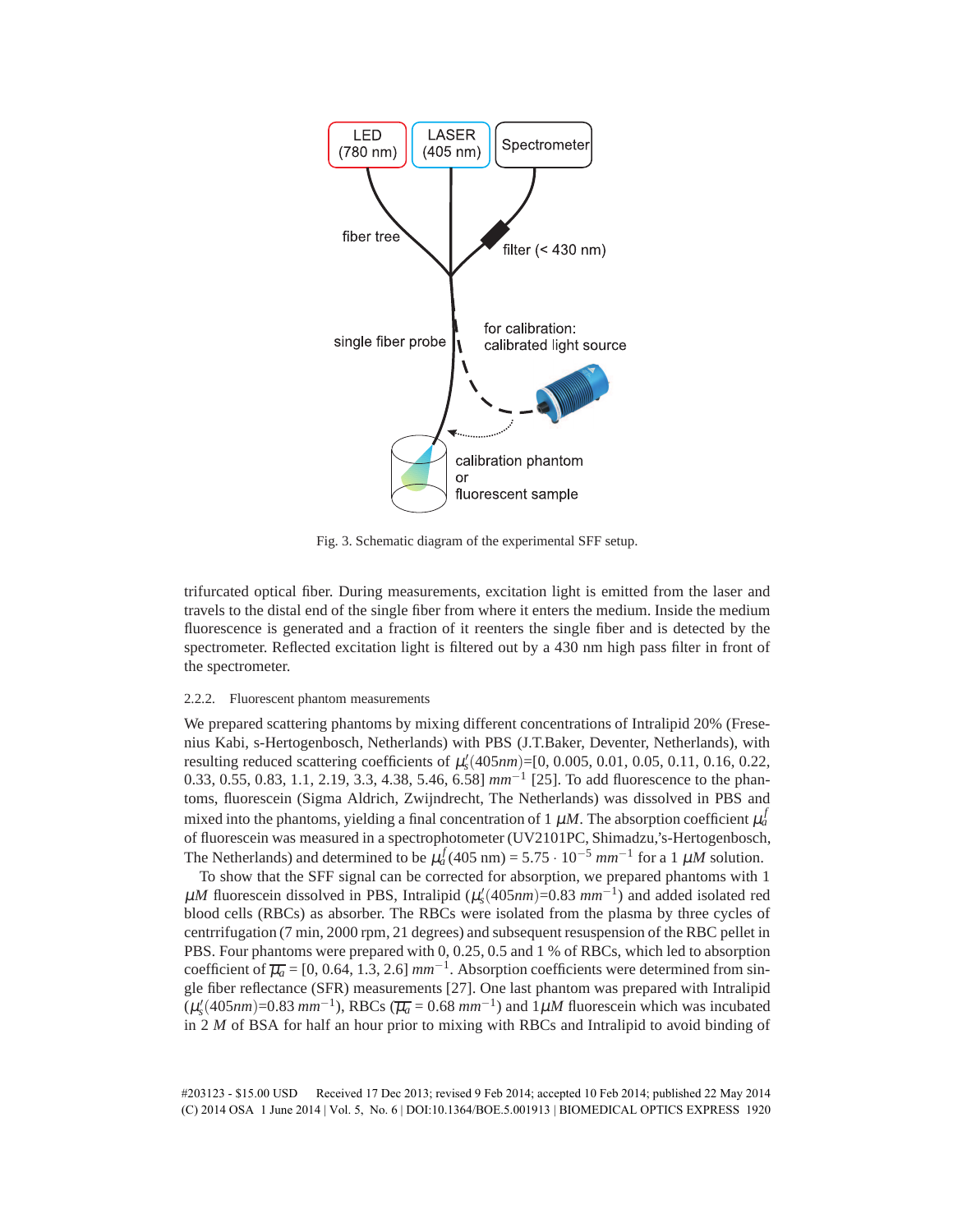Fig. 3. Schematic diagram of the experimental SFF setup.

trifurcated optical fiber. During measurements, excitation light is emitted from the laser and travels to the distal end of the single fiber from where it enters the medium. Inside the medium fluorescence is generated and a fraction of it reenters the single fiber and is detected by the spectrometer. Reflected excitation light is filtered out by a 430 nm high pass filter in front of the spectrometer.

### 2.2.2. Fluorescent phantom measurements

We prepared scattering phantoms by mixing different concentrations of Intralipid 20% (Fresenius Kabi, s-Hertogenbosch, Netherlands) with PBS (J.T.Baker, Deventer, Netherlands), with resulting reduced scattering coefficients of $\mu_s'(405nm)$=[0, 0.005, 0.01, 0.05, 0.11, 0.16, 0.22, 0.33, 0.55, 0.83, 1.1, 2.19, 3.3, 4.38, 5.46, 6.58] $mm^{-1}$ [25]. To add fluorescence to the phantoms, fluorescein (Sigma Aldrich, Zwijndrecht, The Netherlands) was dissolved in PBS and mixed into the phantoms, yielding a final concentration of 1 $\mu M$. The absorption coefficient $\mu_a^f$ of fluorescein was measured in a spectrophotometer (UV2101PC, Shimadzu,'s-Hertogenbosch, The Netherlands) and determined to be $\mu_a^f(405\text{ nm}) = 5.75 \cdot 10^{-5}\ mm^{-1}$ for a 1 $\mu M$ solution.

To show that the SFF signal can be corrected for absorption, we prepared phantoms with 1 $\mu M$ fluorescein dissolved in PBS, Intralipid ($\mu_s'(405nm)$=0.83 $mm^{-1}$) and added isolated red blood cells (RBCs) as absorber. The RBCs were isolated from the plasma by three cycles of centrrifugation (7 min, 2000 rpm, 21 degrees) and subsequent resuspension of the RBC pellet in PBS. Four phantoms were prepared with 0, 0.25, 0.5 and 1 % of RBCs, which led to absorption coefficient of $\overline{\mu_a}$ = [0, 0.64, 1.3, 2.6] $mm^{-1}$. Absorption coefficients were determined from single fiber reflectance (SFR) measurements [27]. One last phantom was prepared with Intralipid ($\mu_s'(405nm)$=0.83 $mm^{-1}$), RBCs ($\overline{\mu_a}$ = 0.68 $mm^{-1}$) and 1$\mu M$ fluorescein which was incubated in 2 $M$ of BSA for half an hour prior to mixing with RBCs and Intralipid to avoid binding of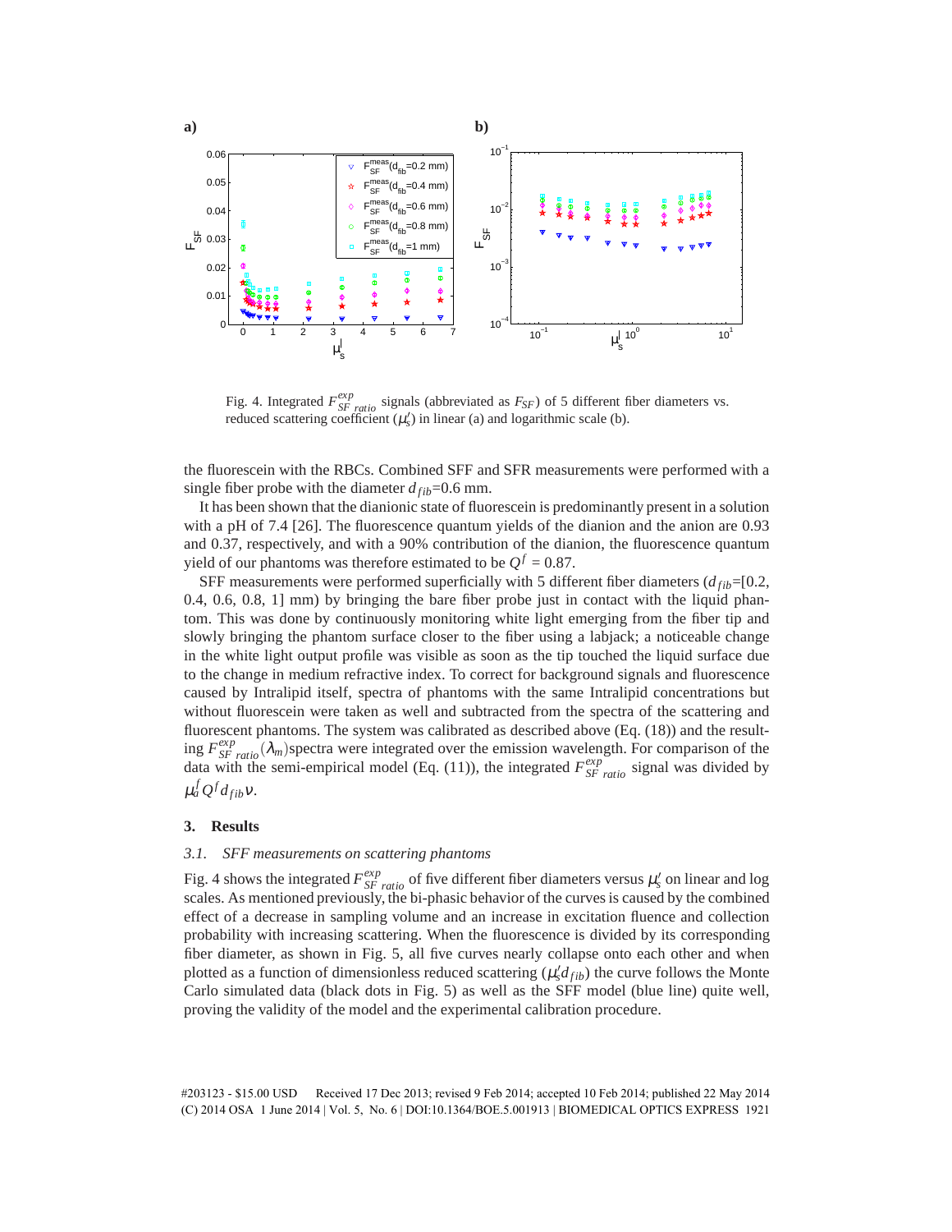Fig. 4. Integrated $F^{exp}_{SF\ ratio}$ signals (abbreviated as $F_{SF}$) of 5 different fiber diameters vs. reduced scattering coefficient ($\mu_s'$) in linear (a) and logarithmic scale (b).

the fluorescein with the RBCs. Combined SFF and SFR measurements were performed with a single fiber probe with the diameter $d_{fib}$=0.6 mm.

It has been shown that the dianionic state of fluorescein is predominantly present in a solution with a pH of 7.4 [26]. The fluorescence quantum yields of the dianion and the anion are 0.93 and 0.37, respectively, and with a 90% contribution of the dianion, the fluorescence quantum yield of our phantoms was therefore estimated to be $Q^f$ = 0.87.

SFF measurements were performed superficially with 5 different fiber diameters ($d_{fib}$=[0.2, 0.4, 0.6, 0.8, 1] mm) by bringing the bare fiber probe just in contact with the liquid phantom. This was done by continuously monitoring white light emerging from the fiber tip and slowly bringing the phantom surface closer to the fiber using a labjack; a noticeable change in the white light output profile was visible as soon as the tip touched the liquid surface due to the change in medium refractive index. To correct for background signals and fluorescence caused by Intralipid itself, spectra of phantoms with the same Intralipid concentrations but without fluorescein were taken as well and subtracted from the spectra of the scattering and fluorescent phantoms. The system was calibrated as described above (Eq. (18)) and the resulting $F^{exp}_{SF\ ratio}(\lambda_m)$spectra were integrated over the emission wavelength. For comparison of the data with the semi-empirical model (Eq. (11)), the integrated $F^{exp}_{SF\ ratio}$ signal was divided by $\mu_a^f Q^f d_{fib} \nu$.

## 3. Results

### 3.1. SFF measurements on scattering phantoms

Fig. 4 shows the integrated $F^{exp}_{SF\ ratio}$ of five different fiber diameters versus $\mu_s'$ on linear and log scales. As mentioned previously, the bi-phasic behavior of the curves is caused by the combined effect of a decrease in sampling volume and an increase in excitation fluence and collection probability with increasing scattering. When the fluorescence is divided by its corresponding fiber diameter, as shown in Fig. 5, all five curves nearly collapse onto each other and when plotted as a function of dimensionless reduced scattering ($\mu_s' d_{fib}$) the curve follows the Monte Carlo simulated data (black dots in Fig. 5) as well as the SFF model (blue line) quite well, proving the validity of the model and the experimental calibration procedure.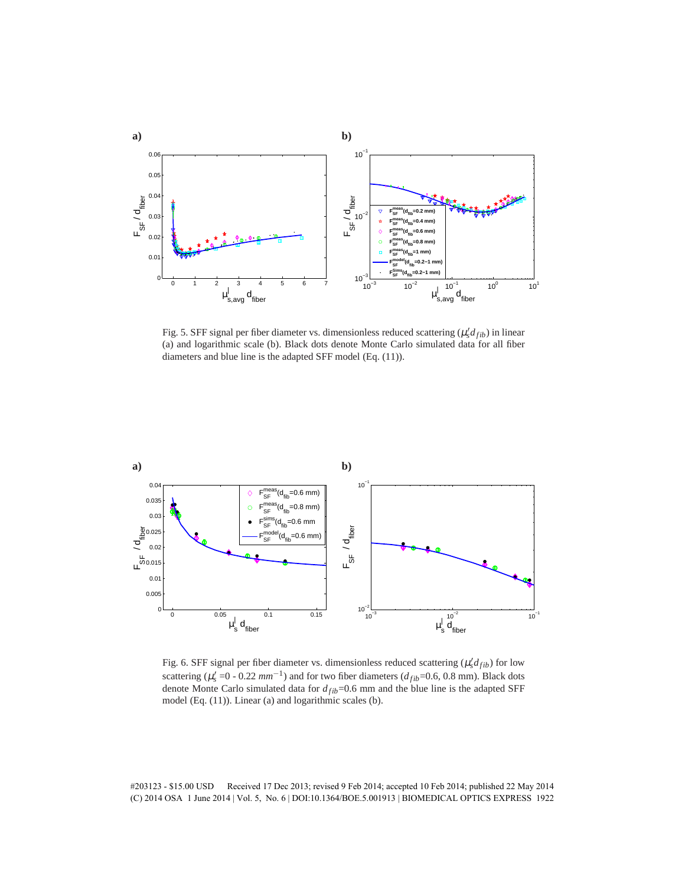Fig. 5. SFF signal per fiber diameter vs. dimensionless reduced scattering ($\mu_s' d_{fib}$) in linear (a) and logarithmic scale (b). Black dots denote Monte Carlo simulated data for all fiber diameters and blue line is the adapted SFF model (Eq. (11)).

Fig. 6. SFF signal per fiber diameter vs. dimensionless reduced scattering ($\mu_s' d_{fib}$) for low scattering ($\mu_s'$ =0 - 0.22 $mm^{-1}$) and for two fiber diameters ($d_{fib}$=0.6, 0.8 mm). Black dots denote Monte Carlo simulated data for $d_{fib}$=0.6 mm and the blue line is the adapted SFF model (Eq. (11)). Linear (a) and logarithmic scales (b).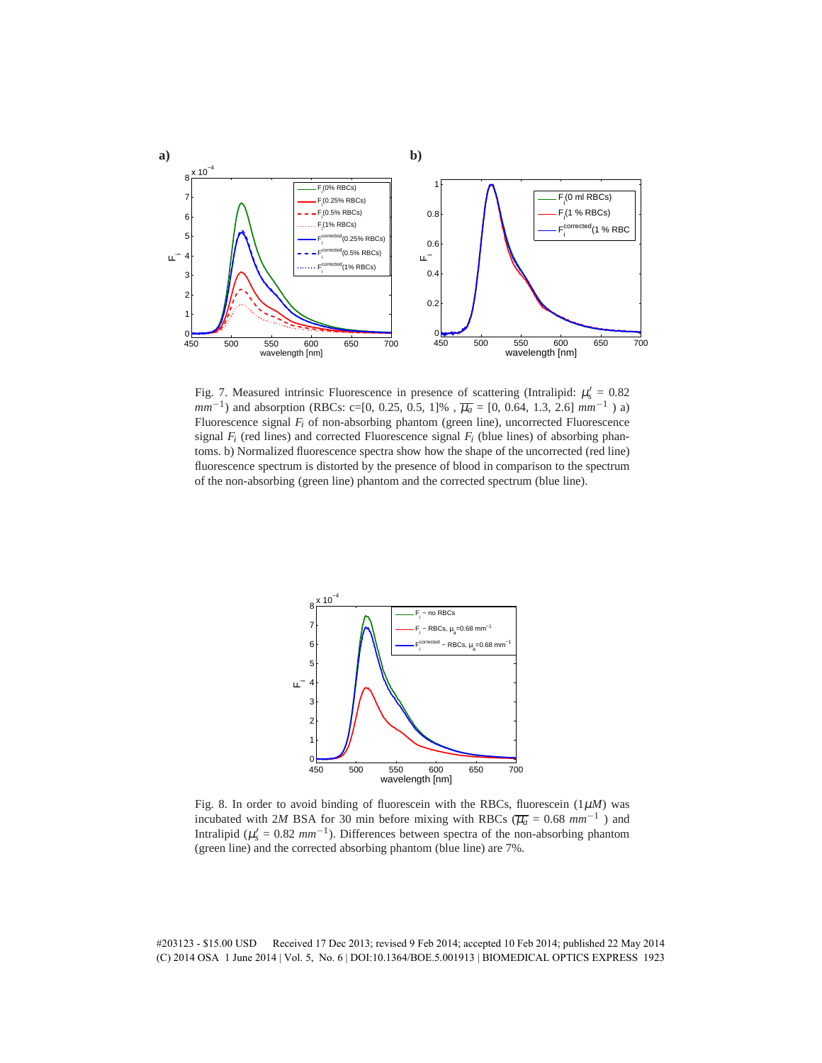Fig. 7. Measured intrinsic Fluorescence in presence of scattering (Intralipid: $\mu_s' = 0.82$ $mm^{-1}$) and absorption (RBCs: c=[0, 0.25, 0.5, 1]% , $\overline{\mu_a}$ = [0, 0.64, 1.3, 2.6] $mm^{-1}$ ) a) Fluorescence signal $F_i$ of non-absorbing phantom (green line), uncorrected Fluorescence signal $F_i$ (red lines) and corrected Fluorescence signal $F_i$ (blue lines) of absorbing phantoms. b) Normalized fluorescence spectra show how the shape of the uncorrected (red line) fluorescence spectrum is distorted by the presence of blood in comparison to the spectrum of the non-absorbing (green line) phantom and the corrected spectrum (blue line).

Fig. 8. In order to avoid binding of fluorescein with the RBCs, fluorescein (1$\mu M$) was incubated with 2$M$ BSA for 30 min before mixing with RBCs ($\overline{\mu_a}$ = 0.68 $mm^{-1}$ ) and Intralipid ($\mu_s'$ = 0.82 $mm^{-1}$). Differences between spectra of the non-absorbing phantom (green line) and the corrected absorbing phantom (blue line) are 7%.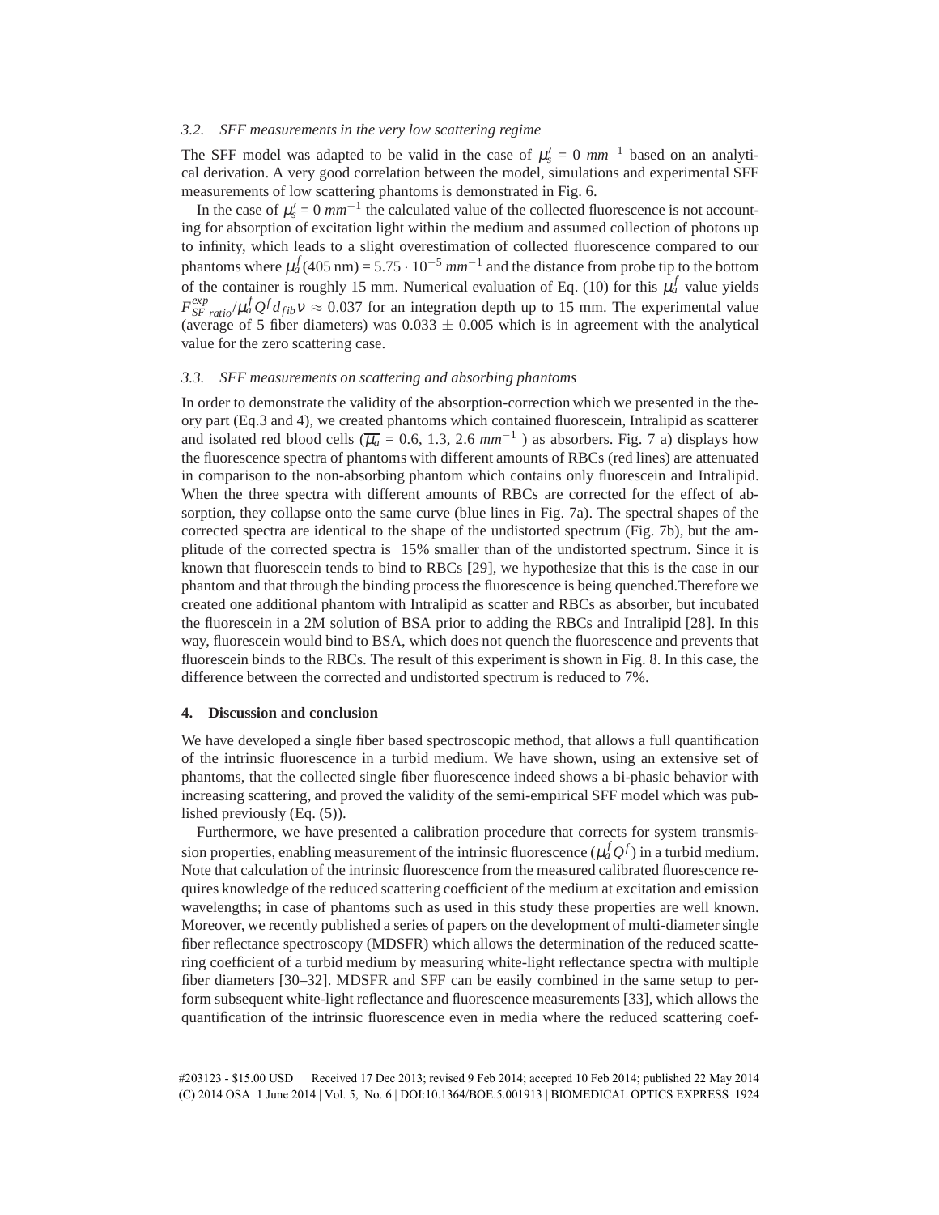### 3.2. SFF measurements in the very low scattering regime

The SFF model was adapted to be valid in the case of $\mu_s' = 0\ mm^{-1}$ based on an analytical derivation. A very good correlation between the model, simulations and experimental SFF measurements of low scattering phantoms is demonstrated in Fig. 6.

In the case of $\mu_s' = 0\ mm^{-1}$ the calculated value of the collected fluorescence is not accounting for absorption of excitation light within the medium and assumed collection of photons up to infinity, which leads to a slight overestimation of collected fluorescence compared to our phantoms where $\mu_a^f(405\,\text{nm}) = 5.75 \cdot 10^{-5}\ mm^{-1}$ and the distance from probe tip to the bottom of the container is roughly 15 mm. Numerical evaluation of Eq. (10) for this $\mu_a^f$ value yields $F_{SF\ ratio}^{exp}/\mu_a^f Q^f d_{fib}\nu \approx 0.037$ for an integration depth up to 15 mm. The experimental value (average of 5 fiber diameters) was $0.033 \pm 0.005$ which is in agreement with the analytical value for the zero scattering case.

### 3.3. SFF measurements on scattering and absorbing phantoms

In order to demonstrate the validity of the absorption-correction which we presented in the theory part (Eq.3 and 4), we created phantoms which contained fluorescein, Intralipid as scatterer and isolated red blood cells ($\overline{\mu_a} = 0.6, 1.3, 2.6\ mm^{-1}$ ) as absorbers. Fig. 7 a) displays how the fluorescence spectra of phantoms with different amounts of RBCs (red lines) are attenuated in comparison to the non-absorbing phantom which contains only fluorescein and Intralipid. When the three spectra with different amounts of RBCs are corrected for the effect of absorption, they collapse onto the same curve (blue lines in Fig. 7a). The spectral shapes of the corrected spectra are identical to the shape of the undistorted spectrum (Fig. 7b), but the amplitude of the corrected spectra is 15% smaller than of the undistorted spectrum. Since it is known that fluorescein tends to bind to RBCs [29], we hypothesize that this is the case in our phantom and that through the binding process the fluorescence is being quenched.Therefore we created one additional phantom with Intralipid as scatter and RBCs as absorber, but incubated the fluorescein in a 2M solution of BSA prior to adding the RBCs and Intralipid [28]. In this way, fluorescein would bind to BSA, which does not quench the fluorescence and prevents that fluorescein binds to the RBCs. The result of this experiment is shown in Fig. 8. In this case, the difference between the corrected and undistorted spectrum is reduced to 7%.

## 4. Discussion and conclusion

We have developed a single fiber based spectroscopic method, that allows a full quantification of the intrinsic fluorescence in a turbid medium. We have shown, using an extensive set of phantoms, that the collected single fiber fluorescence indeed shows a bi-phasic behavior with increasing scattering, and proved the validity of the semi-empirical SFF model which was published previously (Eq. (5)).

Furthermore, we have presented a calibration procedure that corrects for system transmission properties, enabling measurement of the intrinsic fluorescence ($\mu_a^f Q^f$) in a turbid medium. Note that calculation of the intrinsic fluorescence from the measured calibrated fluorescence requires knowledge of the reduced scattering coefficient of the medium at excitation and emission wavelengths; in case of phantoms such as used in this study these properties are well known. Moreover, we recently published a series of papers on the development of multi-diameter single fiber reflectance spectroscopy (MDSFR) which allows the determination of the reduced scattering coefficient of a turbid medium by measuring white-light reflectance spectra with multiple fiber diameters [30–32]. MDSFR and SFF can be easily combined in the same setup to perform subsequent white-light reflectance and fluorescence measurements [33], which allows the quantification of the intrinsic fluorescence even in media where the reduced scattering coef-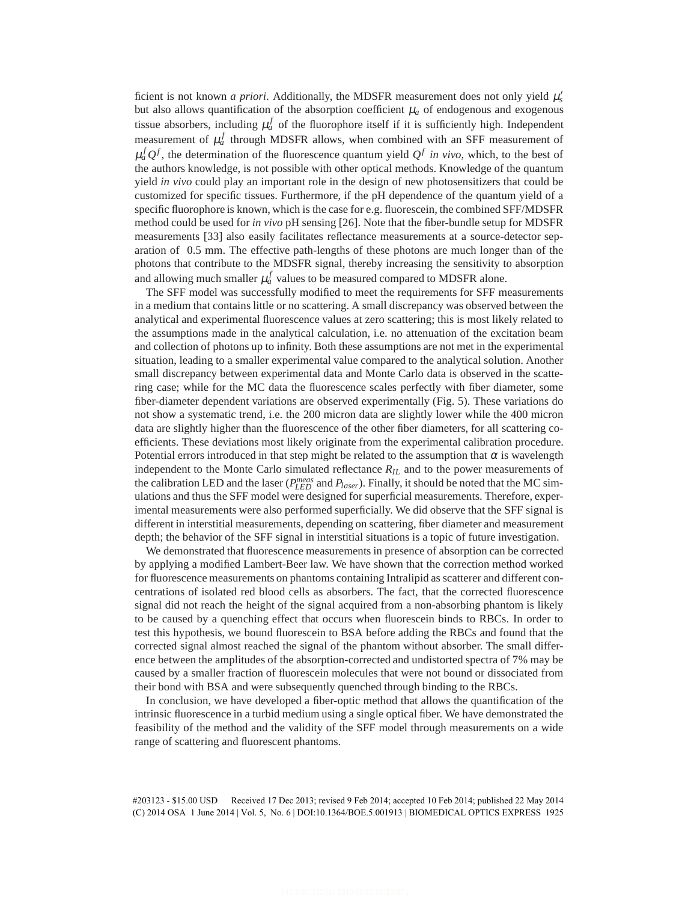ficient is not known *a priori*. Additionally, the MDSFR measurement does not only yield $\mu_s'$ but also allows quantification of the absorption coefficient $\mu_a$ of endogenous and exogenous tissue absorbers, including $\mu_a^f$ of the fluorophore itself if it is sufficiently high. Independent measurement of $\mu_a^f$ through MDSFR allows, when combined with an SFF measurement of $\mu_a^f Q^f$, the determination of the fluorescence quantum yield $Q^f$ *in vivo*, which, to the best of the authors knowledge, is not possible with other optical methods. Knowledge of the quantum yield *in vivo* could play an important role in the design of new photosensitizers that could be customized for specific tissues. Furthermore, if the pH dependence of the quantum yield of a specific fluorophore is known, which is the case for e.g. fluorescein, the combined SFF/MDSFR method could be used for *in vivo* pH sensing [26]. Note that the fiber-bundle setup for MDSFR measurements [33] also easily facilitates reflectance measurements at a source-detector separation of 0.5 mm. The effective path-lengths of these photons are much longer than of the photons that contribute to the MDSFR signal, thereby increasing the sensitivity to absorption and allowing much smaller $\mu_a^f$ values to be measured compared to MDSFR alone.

The SFF model was successfully modified to meet the requirements for SFF measurements in a medium that contains little or no scattering. A small discrepancy was observed between the analytical and experimental fluorescence values at zero scattering; this is most likely related to the assumptions made in the analytical calculation, i.e. no attenuation of the excitation beam and collection of photons up to infinity. Both these assumptions are not met in the experimental situation, leading to a smaller experimental value compared to the analytical solution. Another small discrepancy between experimental data and Monte Carlo data is observed in the scattering case; while for the MC data the fluorescence scales perfectly with fiber diameter, some fiber-diameter dependent variations are observed experimentally (Fig. 5). These variations do not show a systematic trend, i.e. the 200 micron data are slightly lower while the 400 micron data are slightly higher than the fluorescence of the other fiber diameters, for all scattering coefficients. These deviations most likely originate from the experimental calibration procedure. Potential errors introduced in that step might be related to the assumption that $\alpha$ is wavelength independent to the Monte Carlo simulated reflectance $R_{IL}$ and to the power measurements of the calibration LED and the laser ($P_{LED}^{meas}$ and $P_{laser}$). Finally, it should be noted that the MC simulations and thus the SFF model were designed for superficial measurements. Therefore, experimental measurements were also performed superficially. We did observe that the SFF signal is different in interstitial measurements, depending on scattering, fiber diameter and measurement depth; the behavior of the SFF signal in interstitial situations is a topic of future investigation.

We demonstrated that fluorescence measurements in presence of absorption can be corrected by applying a modified Lambert-Beer law. We have shown that the correction method worked for fluorescence measurements on phantoms containing Intralipid as scatterer and different concentrations of isolated red blood cells as absorbers. The fact, that the corrected fluorescence signal did not reach the height of the signal acquired from a non-absorbing phantom is likely to be caused by a quenching effect that occurs when fluorescein binds to RBCs. In order to test this hypothesis, we bound fluorescein to BSA before adding the RBCs and found that the corrected signal almost reached the signal of the phantom without absorber. The small difference between the amplitudes of the absorption-corrected and undistorted spectra of 7% may be caused by a smaller fraction of fluorescein molecules that were not bound or dissociated from their bond with BSA and were subsequently quenched through binding to the RBCs.

In conclusion, we have developed a fiber-optic method that allows the quantification of the intrinsic fluorescence in a turbid medium using a single optical fiber. We have demonstrated the feasibility of the method and the validity of the SFF model through measurements on a wide range of scattering and fluorescent phantoms.

#203123 - $15.00 USD Received 17 Dec 2013; revised 9 Feb 2014; accepted 10 Feb 2014; published 22 May 2014
(C) 2014 OSA 1 June 2014 | Vol. 5, No. 6 | DOI:10.1364/BOE.5.001913 | BIOMEDICAL OPTICS EXPRESS 1925